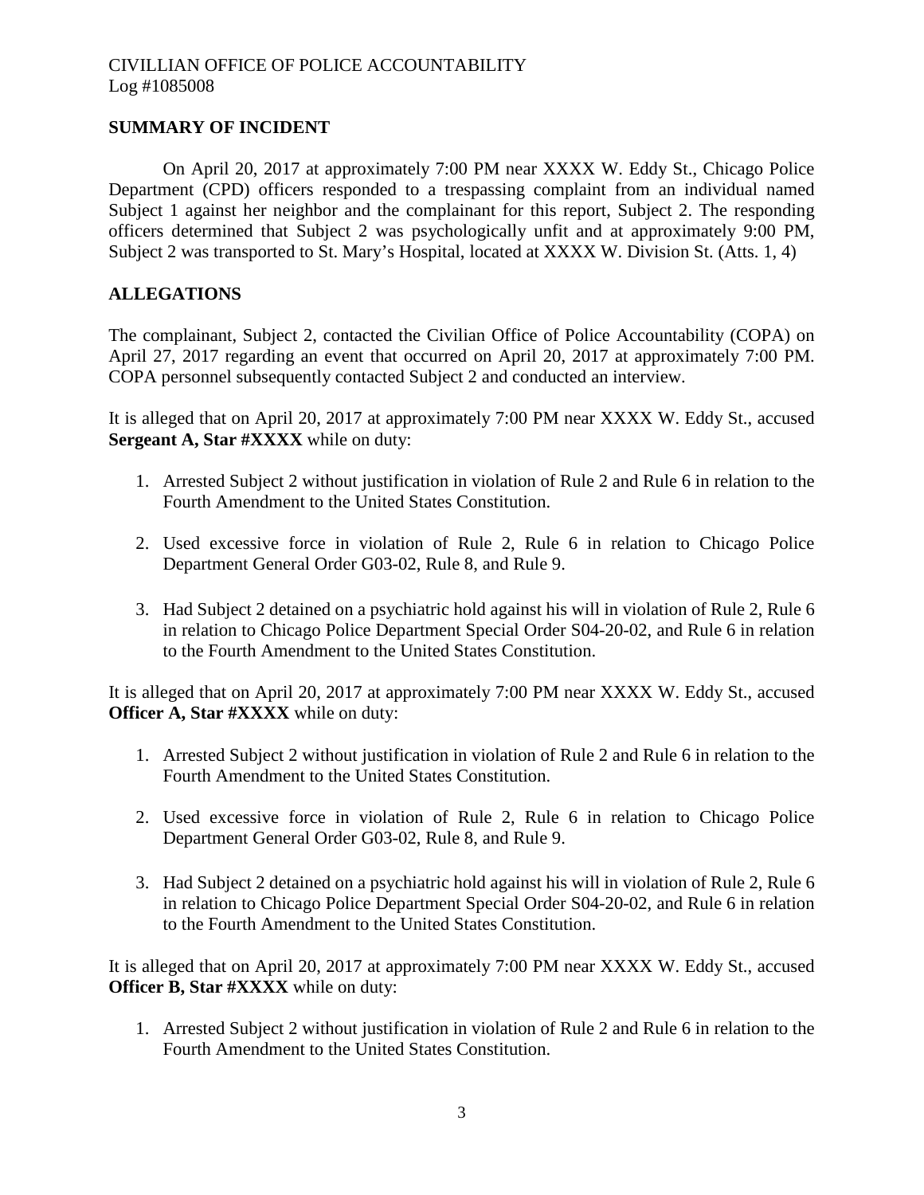CIVILLIAN OFFICE OF POLICE ACCOUNTABILITY
Log #1085008

## SUMMARY OF INCIDENT

On April 20, 2017 at approximately 7:00 PM near XXXX W. Eddy St., Chicago Police Department (CPD) officers responded to a trespassing complaint from an individual named Subject 1 against her neighbor and the complainant for this report, Subject 2. The responding officers determined that Subject 2 was psychologically unfit and at approximately 9:00 PM, Subject 2 was transported to St. Mary's Hospital, located at XXXX W. Division St. (Atts. 1, 4)

## ALLEGATIONS

The complainant, Subject 2, contacted the Civilian Office of Police Accountability (COPA) on April 27, 2017 regarding an event that occurred on April 20, 2017 at approximately 7:00 PM. COPA personnel subsequently contacted Subject 2 and conducted an interview.

It is alleged that on April 20, 2017 at approximately 7:00 PM near XXXX W. Eddy St., accused **Sergeant A, Star #XXXX** while on duty:

1. Arrested Subject 2 without justification in violation of Rule 2 and Rule 6 in relation to the Fourth Amendment to the United States Constitution.

2. Used excessive force in violation of Rule 2, Rule 6 in relation to Chicago Police Department General Order G03-02, Rule 8, and Rule 9.

3. Had Subject 2 detained on a psychiatric hold against his will in violation of Rule 2, Rule 6 in relation to Chicago Police Department Special Order S04-20-02, and Rule 6 in relation to the Fourth Amendment to the United States Constitution.

It is alleged that on April 20, 2017 at approximately 7:00 PM near XXXX W. Eddy St., accused **Officer A, Star #XXXX** while on duty:

1. Arrested Subject 2 without justification in violation of Rule 2 and Rule 6 in relation to the Fourth Amendment to the United States Constitution.

2. Used excessive force in violation of Rule 2, Rule 6 in relation to Chicago Police Department General Order G03-02, Rule 8, and Rule 9.

3. Had Subject 2 detained on a psychiatric hold against his will in violation of Rule 2, Rule 6 in relation to Chicago Police Department Special Order S04-20-02, and Rule 6 in relation to the Fourth Amendment to the United States Constitution.

It is alleged that on April 20, 2017 at approximately 7:00 PM near XXXX W. Eddy St., accused **Officer B, Star #XXXX** while on duty:

1. Arrested Subject 2 without justification in violation of Rule 2 and Rule 6 in relation to the Fourth Amendment to the United States Constitution.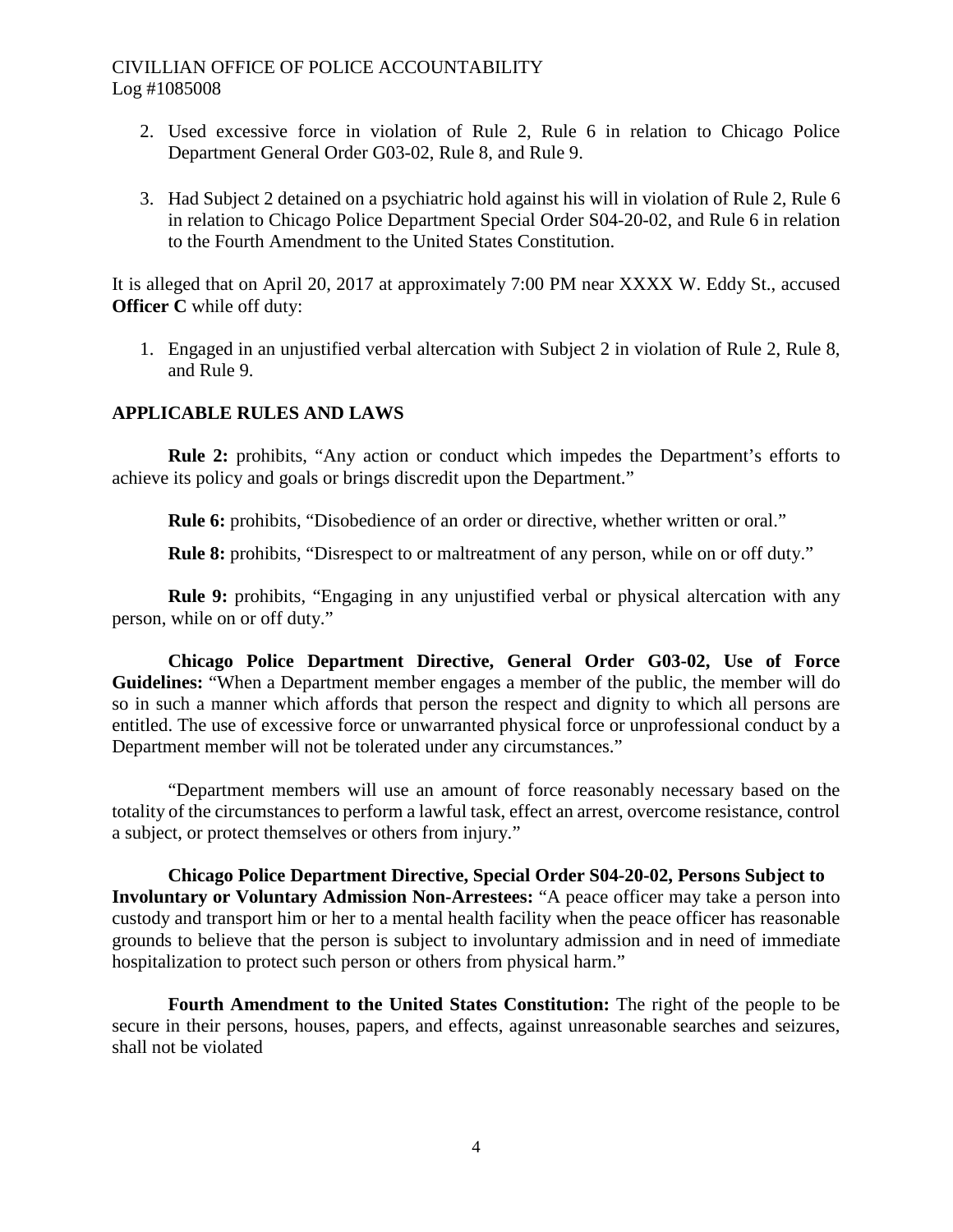2. Used excessive force in violation of Rule 2, Rule 6 in relation to Chicago Police Department General Order G03-02, Rule 8, and Rule 9.

3. Had Subject 2 detained on a psychiatric hold against his will in violation of Rule 2, Rule 6 in relation to Chicago Police Department Special Order S04-20-02, and Rule 6 in relation to the Fourth Amendment to the United States Constitution.

It is alleged that on April 20, 2017 at approximately 7:00 PM near XXXX W. Eddy St., accused **Officer C** while off duty:

1. Engaged in an unjustified verbal altercation with Subject 2 in violation of Rule 2, Rule 8, and Rule 9.

## APPLICABLE RULES AND LAWS

**Rule 2:** prohibits, "Any action or conduct which impedes the Department's efforts to achieve its policy and goals or brings discredit upon the Department."

**Rule 6:** prohibits, "Disobedience of an order or directive, whether written or oral."

**Rule 8:** prohibits, "Disrespect to or maltreatment of any person, while on or off duty."

**Rule 9:** prohibits, "Engaging in any unjustified verbal or physical altercation with any person, while on or off duty."

**Chicago Police Department Directive, General Order G03-02, Use of Force Guidelines:** "When a Department member engages a member of the public, the member will do so in such a manner which affords that person the respect and dignity to which all persons are entitled. The use of excessive force or unwarranted physical force or unprofessional conduct by a Department member will not be tolerated under any circumstances."

"Department members will use an amount of force reasonably necessary based on the totality of the circumstances to perform a lawful task, effect an arrest, overcome resistance, control a subject, or protect themselves or others from injury."

**Chicago Police Department Directive, Special Order S04-20-02, Persons Subject to Involuntary or Voluntary Admission Non-Arrestees:** "A peace officer may take a person into custody and transport him or her to a mental health facility when the peace officer has reasonable grounds to believe that the person is subject to involuntary admission and in need of immediate hospitalization to protect such person or others from physical harm."

**Fourth Amendment to the United States Constitution:** The right of the people to be secure in their persons, houses, papers, and effects, against unreasonable searches and seizures, shall not be violated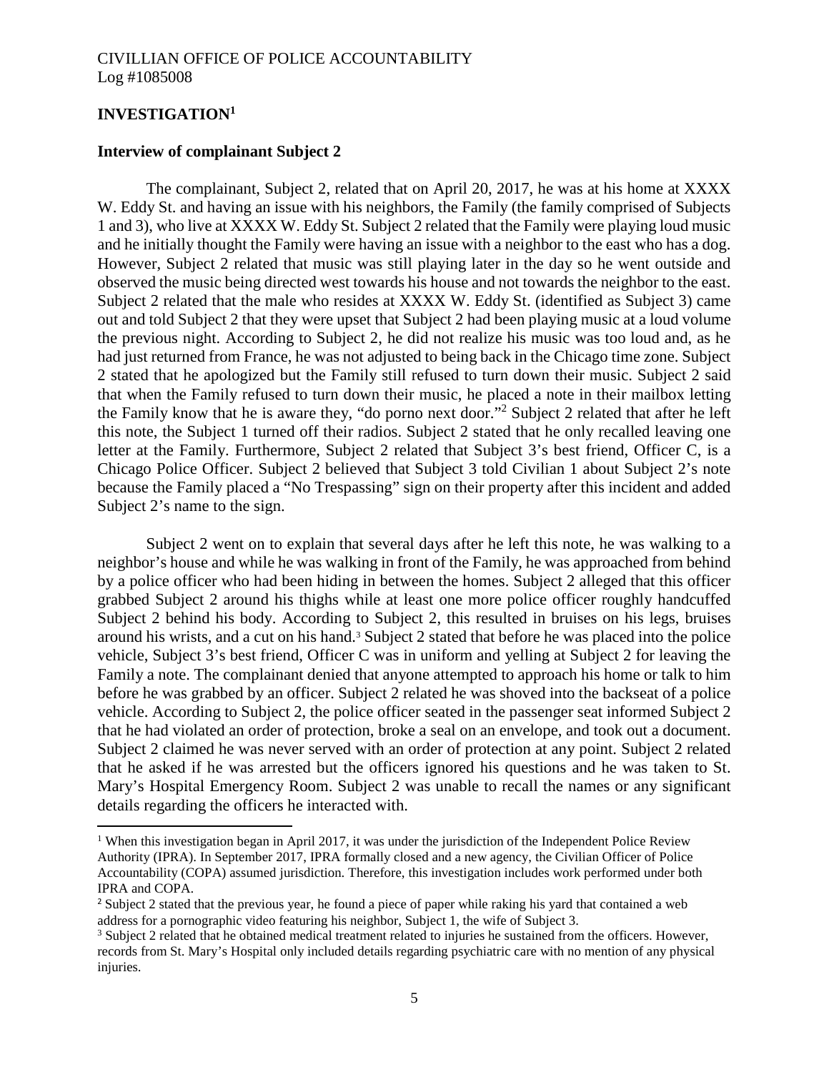CIVILLIAN OFFICE OF POLICE ACCOUNTABILITY
Log #1085008

## INVESTIGATION[1]

### Interview of complainant Subject 2

The complainant, Subject 2, related that on April 20, 2017, he was at his home at XXXX W. Eddy St. and having an issue with his neighbors, the Family (the family comprised of Subjects 1 and 3), who live at XXXX W. Eddy St. Subject 2 related that the Family were playing loud music and he initially thought the Family were having an issue with a neighbor to the east who has a dog. However, Subject 2 related that music was still playing later in the day so he went outside and observed the music being directed west towards his house and not towards the neighbor to the east. Subject 2 related that the male who resides at XXXX W. Eddy St. (identified as Subject 3) came out and told Subject 2 that they were upset that Subject 2 had been playing music at a loud volume the previous night. According to Subject 2, he did not realize his music was too loud and, as he had just returned from France, he was not adjusted to being back in the Chicago time zone. Subject 2 stated that he apologized but the Family still refused to turn down their music. Subject 2 said that when the Family refused to turn down their music, he placed a note in their mailbox letting the Family know that he is aware they, "do porno next door."[2] Subject 2 related that after he left this note, the Subject 1 turned off their radios. Subject 2 stated that he only recalled leaving one letter at the Family. Furthermore, Subject 2 related that Subject 3's best friend, Officer C, is a Chicago Police Officer. Subject 2 believed that Subject 3 told Civilian 1 about Subject 2's note because the Family placed a "No Trespassing" sign on their property after this incident and added Subject 2's name to the sign.

Subject 2 went on to explain that several days after he left this note, he was walking to a neighbor's house and while he was walking in front of the Family, he was approached from behind by a police officer who had been hiding in between the homes. Subject 2 alleged that this officer grabbed Subject 2 around his thighs while at least one more police officer roughly handcuffed Subject 2 behind his body. According to Subject 2, this resulted in bruises on his legs, bruises around his wrists, and a cut on his hand.[3] Subject 2 stated that before he was placed into the police vehicle, Subject 3's best friend, Officer C was in uniform and yelling at Subject 2 for leaving the Family a note. The complainant denied that anyone attempted to approach his home or talk to him before he was grabbed by an officer. Subject 2 related he was shoved into the backseat of a police vehicle. According to Subject 2, the police officer seated in the passenger seat informed Subject 2 that he had violated an order of protection, broke a seal on an envelope, and took out a document. Subject 2 claimed he was never served with an order of protection at any point. Subject 2 related that he asked if he was arrested but the officers ignored his questions and he was taken to St. Mary's Hospital Emergency Room. Subject 2 was unable to recall the names or any significant details regarding the officers he interacted with.

---

[1] When this investigation began in April 2017, it was under the jurisdiction of the Independent Police Review Authority (IPRA). In September 2017, IPRA formally closed and a new agency, the Civilian Officer of Police Accountability (COPA) assumed jurisdiction. Therefore, this investigation includes work performed under both IPRA and COPA.

[2] Subject 2 stated that the previous year, he found a piece of paper while raking his yard that contained a web address for a pornographic video featuring his neighbor, Subject 1, the wife of Subject 3.

[3] Subject 2 related that he obtained medical treatment related to injuries he sustained from the officers. However, records from St. Mary's Hospital only included details regarding psychiatric care with no mention of any physical injuries.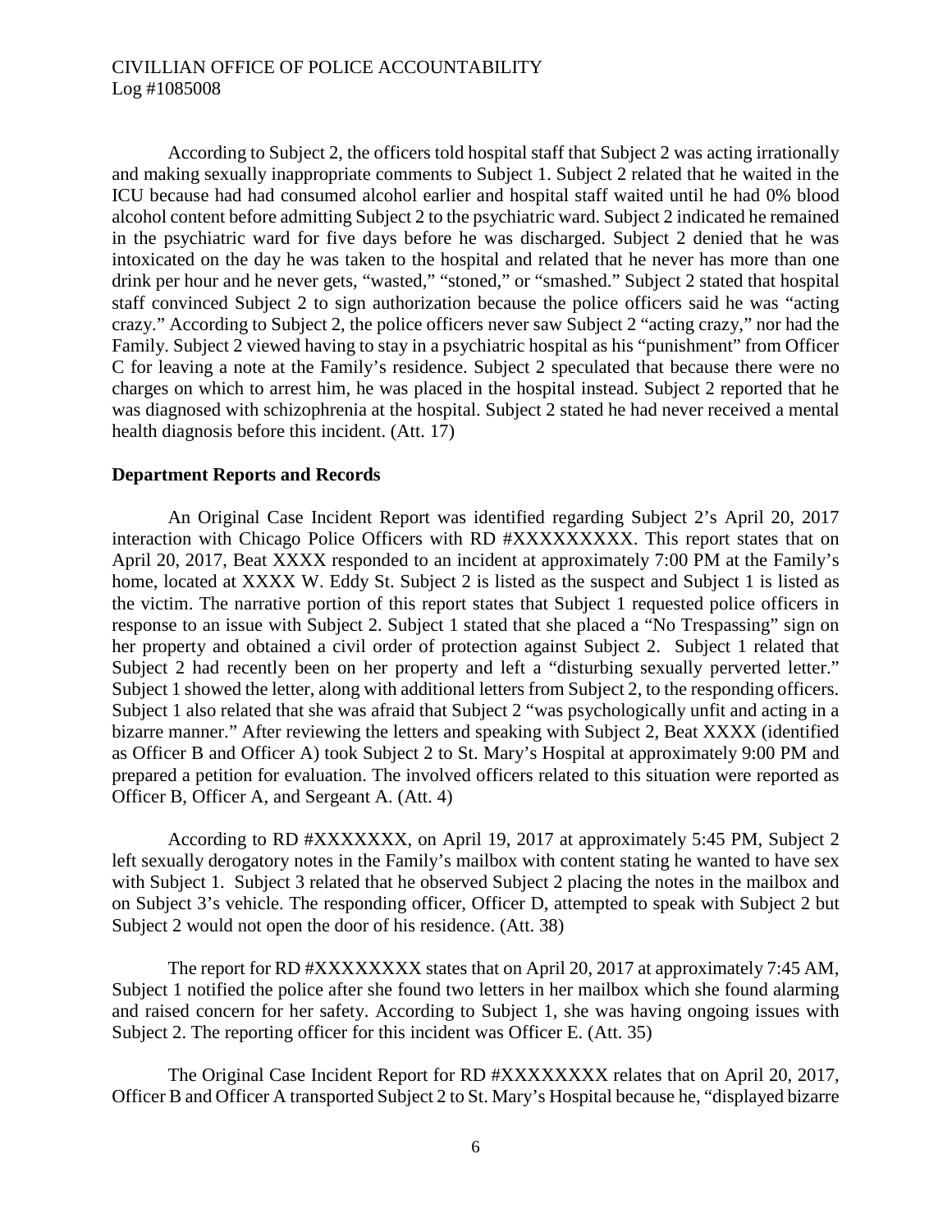According to Subject 2, the officers told hospital staff that Subject 2 was acting irrationally and making sexually inappropriate comments to Subject 1. Subject 2 related that he waited in the ICU because had had consumed alcohol earlier and hospital staff waited until he had 0% blood alcohol content before admitting Subject 2 to the psychiatric ward. Subject 2 indicated he remained in the psychiatric ward for five days before he was discharged. Subject 2 denied that he was intoxicated on the day he was taken to the hospital and related that he never has more than one drink per hour and he never gets, "wasted," "stoned," or "smashed." Subject 2 stated that hospital staff convinced Subject 2 to sign authorization because the police officers said he was "acting crazy." According to Subject 2, the police officers never saw Subject 2 "acting crazy," nor had the Family. Subject 2 viewed having to stay in a psychiatric hospital as his "punishment" from Officer C for leaving a note at the Family's residence. Subject 2 speculated that because there were no charges on which to arrest him, he was placed in the hospital instead. Subject 2 reported that he was diagnosed with schizophrenia at the hospital. Subject 2 stated he had never received a mental health diagnosis before this incident. (Att. 17)

**Department Reports and Records**

An Original Case Incident Report was identified regarding Subject 2's April 20, 2017 interaction with Chicago Police Officers with RD #XXXXXXXXX. This report states that on April 20, 2017, Beat XXXX responded to an incident at approximately 7:00 PM at the Family's home, located at XXXX W. Eddy St. Subject 2 is listed as the suspect and Subject 1 is listed as the victim. The narrative portion of this report states that Subject 1 requested police officers in response to an issue with Subject 2. Subject 1 stated that she placed a "No Trespassing" sign on her property and obtained a civil order of protection against Subject 2. Subject 1 related that Subject 2 had recently been on her property and left a "disturbing sexually perverted letter." Subject 1 showed the letter, along with additional letters from Subject 2, to the responding officers. Subject 1 also related that she was afraid that Subject 2 "was psychologically unfit and acting in a bizarre manner." After reviewing the letters and speaking with Subject 2, Beat XXXX (identified as Officer B and Officer A) took Subject 2 to St. Mary's Hospital at approximately 9:00 PM and prepared a petition for evaluation. The involved officers related to this situation were reported as Officer B, Officer A, and Sergeant A. (Att. 4)

According to RD #XXXXXXX, on April 19, 2017 at approximately 5:45 PM, Subject 2 left sexually derogatory notes in the Family's mailbox with content stating he wanted to have sex with Subject 1. Subject 3 related that he observed Subject 2 placing the notes in the mailbox and on Subject 3's vehicle. The responding officer, Officer D, attempted to speak with Subject 2 but Subject 2 would not open the door of his residence. (Att. 38)

The report for RD #XXXXXXXX states that on April 20, 2017 at approximately 7:45 AM, Subject 1 notified the police after she found two letters in her mailbox which she found alarming and raised concern for her safety. According to Subject 1, she was having ongoing issues with Subject 2. The reporting officer for this incident was Officer E. (Att. 35)

The Original Case Incident Report for RD #XXXXXXXX relates that on April 20, 2017, Officer B and Officer A transported Subject 2 to St. Mary's Hospital because he, "displayed bizarre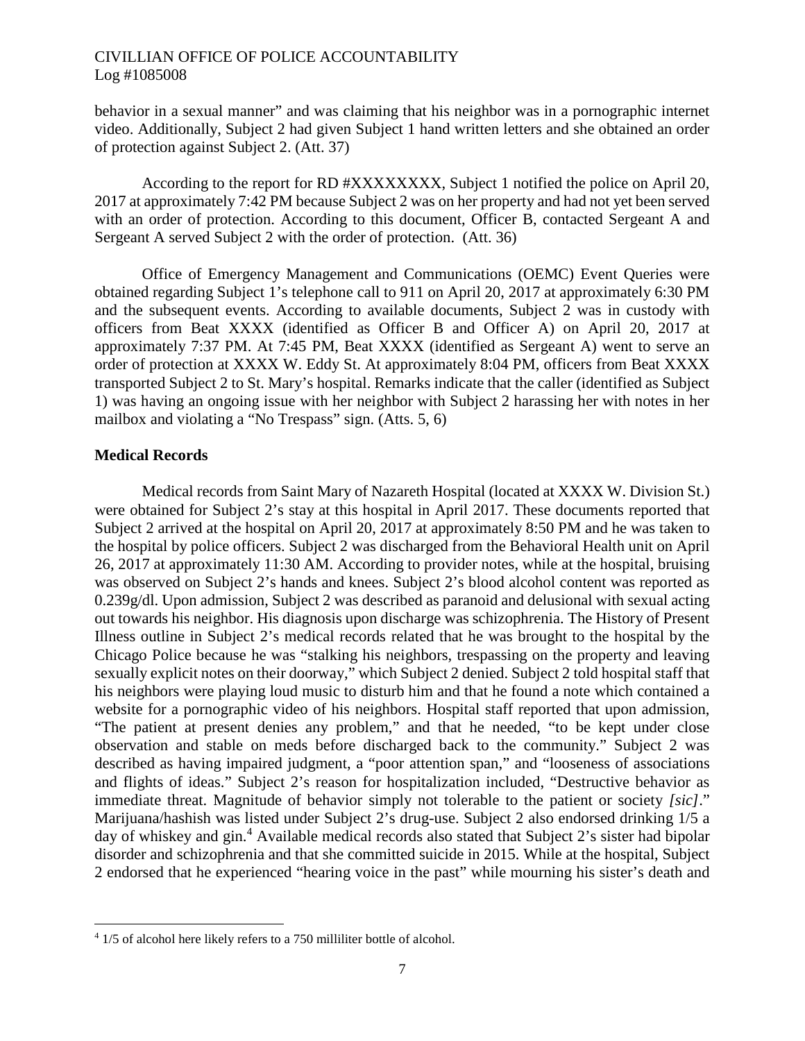behavior in a sexual manner" and was claiming that his neighbor was in a pornographic internet video. Additionally, Subject 2 had given Subject 1 hand written letters and she obtained an order of protection against Subject 2. (Att. 37)

According to the report for RD #XXXXXXXX, Subject 1 notified the police on April 20, 2017 at approximately 7:42 PM because Subject 2 was on her property and had not yet been served with an order of protection. According to this document, Officer B, contacted Sergeant A and Sergeant A served Subject 2 with the order of protection. (Att. 36)

Office of Emergency Management and Communications (OEMC) Event Queries were obtained regarding Subject 1's telephone call to 911 on April 20, 2017 at approximately 6:30 PM and the subsequent events. According to available documents, Subject 2 was in custody with officers from Beat XXXX (identified as Officer B and Officer A) on April 20, 2017 at approximately 7:37 PM. At 7:45 PM, Beat XXXX (identified as Sergeant A) went to serve an order of protection at XXXX W. Eddy St. At approximately 8:04 PM, officers from Beat XXXX transported Subject 2 to St. Mary's hospital. Remarks indicate that the caller (identified as Subject 1) was having an ongoing issue with her neighbor with Subject 2 harassing her with notes in her mailbox and violating a "No Trespass" sign. (Atts. 5, 6)

**Medical Records**

Medical records from Saint Mary of Nazareth Hospital (located at XXXX W. Division St.) were obtained for Subject 2's stay at this hospital in April 2017. These documents reported that Subject 2 arrived at the hospital on April 20, 2017 at approximately 8:50 PM and he was taken to the hospital by police officers. Subject 2 was discharged from the Behavioral Health unit on April 26, 2017 at approximately 11:30 AM. According to provider notes, while at the hospital, bruising was observed on Subject 2's hands and knees. Subject 2's blood alcohol content was reported as 0.239g/dl. Upon admission, Subject 2 was described as paranoid and delusional with sexual acting out towards his neighbor. His diagnosis upon discharge was schizophrenia. The History of Present Illness outline in Subject 2's medical records related that he was brought to the hospital by the Chicago Police because he was "stalking his neighbors, trespassing on the property and leaving sexually explicit notes on their doorway," which Subject 2 denied. Subject 2 told hospital staff that his neighbors were playing loud music to disturb him and that he found a note which contained a website for a pornographic video of his neighbors. Hospital staff reported that upon admission, "The patient at present denies any problem," and that he needed, "to be kept under close observation and stable on meds before discharged back to the community." Subject 2 was described as having impaired judgment, a "poor attention span," and "looseness of associations and flights of ideas." Subject 2's reason for hospitalization included, "Destructive behavior as immediate threat. Magnitude of behavior simply not tolerable to the patient or society *[sic]*." Marijuana/hashish was listed under Subject 2's drug-use. Subject 2 also endorsed drinking 1/5 a day of whiskey and gin.[4] Available medical records also stated that Subject 2's sister had bipolar disorder and schizophrenia and that she committed suicide in 2015. While at the hospital, Subject 2 endorsed that he experienced "hearing voice in the past" while mourning his sister's death and

[4] 1/5 of alcohol here likely refers to a 750 milliliter bottle of alcohol.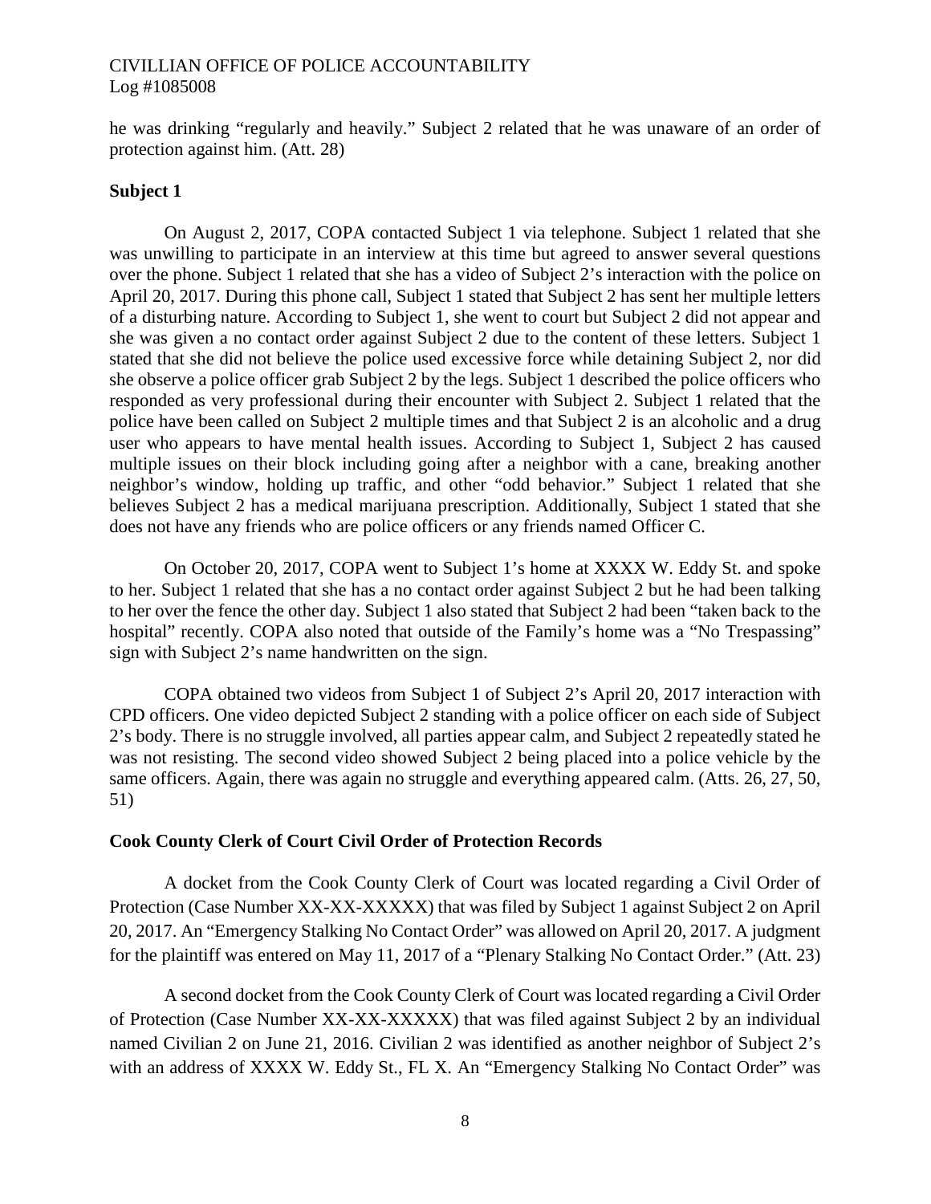he was drinking "regularly and heavily." Subject 2 related that he was unaware of an order of protection against him. (Att. 28)

## Subject 1

On August 2, 2017, COPA contacted Subject 1 via telephone. Subject 1 related that she was unwilling to participate in an interview at this time but agreed to answer several questions over the phone. Subject 1 related that she has a video of Subject 2's interaction with the police on April 20, 2017. During this phone call, Subject 1 stated that Subject 2 has sent her multiple letters of a disturbing nature. According to Subject 1, she went to court but Subject 2 did not appear and she was given a no contact order against Subject 2 due to the content of these letters. Subject 1 stated that she did not believe the police used excessive force while detaining Subject 2, nor did she observe a police officer grab Subject 2 by the legs. Subject 1 described the police officers who responded as very professional during their encounter with Subject 2. Subject 1 related that the police have been called on Subject 2 multiple times and that Subject 2 is an alcoholic and a drug user who appears to have mental health issues. According to Subject 1, Subject 2 has caused multiple issues on their block including going after a neighbor with a cane, breaking another neighbor's window, holding up traffic, and other "odd behavior." Subject 1 related that she believes Subject 2 has a medical marijuana prescription. Additionally, Subject 1 stated that she does not have any friends who are police officers or any friends named Officer C.

On October 20, 2017, COPA went to Subject 1's home at XXXX W. Eddy St. and spoke to her. Subject 1 related that she has a no contact order against Subject 2 but he had been talking to her over the fence the other day. Subject 1 also stated that Subject 2 had been "taken back to the hospital" recently. COPA also noted that outside of the Family's home was a "No Trespassing" sign with Subject 2's name handwritten on the sign.

COPA obtained two videos from Subject 1 of Subject 2's April 20, 2017 interaction with CPD officers. One video depicted Subject 2 standing with a police officer on each side of Subject 2's body. There is no struggle involved, all parties appear calm, and Subject 2 repeatedly stated he was not resisting. The second video showed Subject 2 being placed into a police vehicle by the same officers. Again, there was again no struggle and everything appeared calm. (Atts. 26, 27, 50, 51)

## Cook County Clerk of Court Civil Order of Protection Records

A docket from the Cook County Clerk of Court was located regarding a Civil Order of Protection (Case Number XX-XX-XXXXX) that was filed by Subject 1 against Subject 2 on April 20, 2017. An "Emergency Stalking No Contact Order" was allowed on April 20, 2017. A judgment for the plaintiff was entered on May 11, 2017 of a "Plenary Stalking No Contact Order." (Att. 23)

A second docket from the Cook County Clerk of Court was located regarding a Civil Order of Protection (Case Number XX-XX-XXXXX) that was filed against Subject 2 by an individual named Civilian 2 on June 21, 2016. Civilian 2 was identified as another neighbor of Subject 2's with an address of XXXX W. Eddy St., FL X. An "Emergency Stalking No Contact Order" was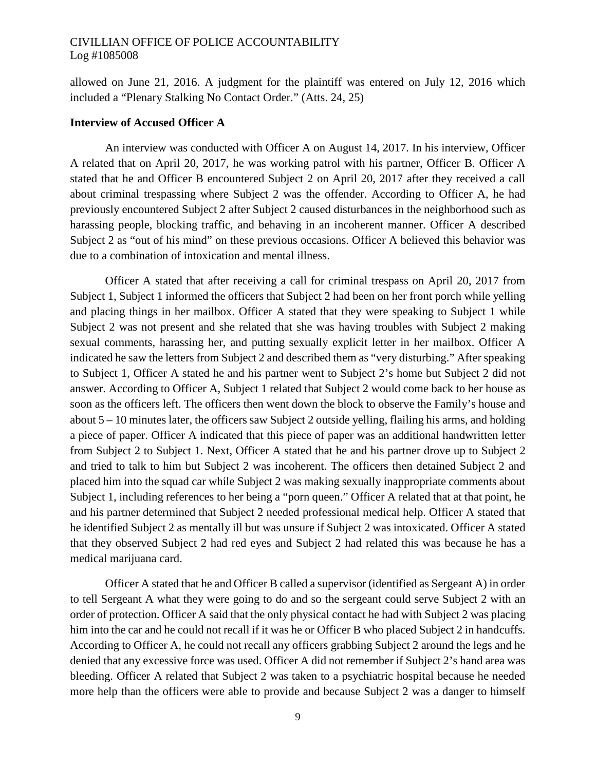allowed on June 21, 2016. A judgment for the plaintiff was entered on July 12, 2016 which included a "Plenary Stalking No Contact Order." (Atts. 24, 25)

**Interview of Accused Officer A**

An interview was conducted with Officer A on August 14, 2017. In his interview, Officer A related that on April 20, 2017, he was working patrol with his partner, Officer B. Officer A stated that he and Officer B encountered Subject 2 on April 20, 2017 after they received a call about criminal trespassing where Subject 2 was the offender. According to Officer A, he had previously encountered Subject 2 after Subject 2 caused disturbances in the neighborhood such as harassing people, blocking traffic, and behaving in an incoherent manner. Officer A described Subject 2 as "out of his mind" on these previous occasions. Officer A believed this behavior was due to a combination of intoxication and mental illness.

Officer A stated that after receiving a call for criminal trespass on April 20, 2017 from Subject 1, Subject 1 informed the officers that Subject 2 had been on her front porch while yelling and placing things in her mailbox. Officer A stated that they were speaking to Subject 1 while Subject 2 was not present and she related that she was having troubles with Subject 2 making sexual comments, harassing her, and putting sexually explicit letter in her mailbox. Officer A indicated he saw the letters from Subject 2 and described them as "very disturbing." After speaking to Subject 1, Officer A stated he and his partner went to Subject 2's home but Subject 2 did not answer. According to Officer A, Subject 1 related that Subject 2 would come back to her house as soon as the officers left. The officers then went down the block to observe the Family's house and about 5 – 10 minutes later, the officers saw Subject 2 outside yelling, flailing his arms, and holding a piece of paper. Officer A indicated that this piece of paper was an additional handwritten letter from Subject 2 to Subject 1. Next, Officer A stated that he and his partner drove up to Subject 2 and tried to talk to him but Subject 2 was incoherent. The officers then detained Subject 2 and placed him into the squad car while Subject 2 was making sexually inappropriate comments about Subject 1, including references to her being a "porn queen." Officer A related that at that point, he and his partner determined that Subject 2 needed professional medical help. Officer A stated that he identified Subject 2 as mentally ill but was unsure if Subject 2 was intoxicated. Officer A stated that they observed Subject 2 had red eyes and Subject 2 had related this was because he has a medical marijuana card.

Officer A stated that he and Officer B called a supervisor (identified as Sergeant A) in order to tell Sergeant A what they were going to do and so the sergeant could serve Subject 2 with an order of protection. Officer A said that the only physical contact he had with Subject 2 was placing him into the car and he could not recall if it was he or Officer B who placed Subject 2 in handcuffs. According to Officer A, he could not recall any officers grabbing Subject 2 around the legs and he denied that any excessive force was used. Officer A did not remember if Subject 2's hand area was bleeding. Officer A related that Subject 2 was taken to a psychiatric hospital because he needed more help than the officers were able to provide and because Subject 2 was a danger to himself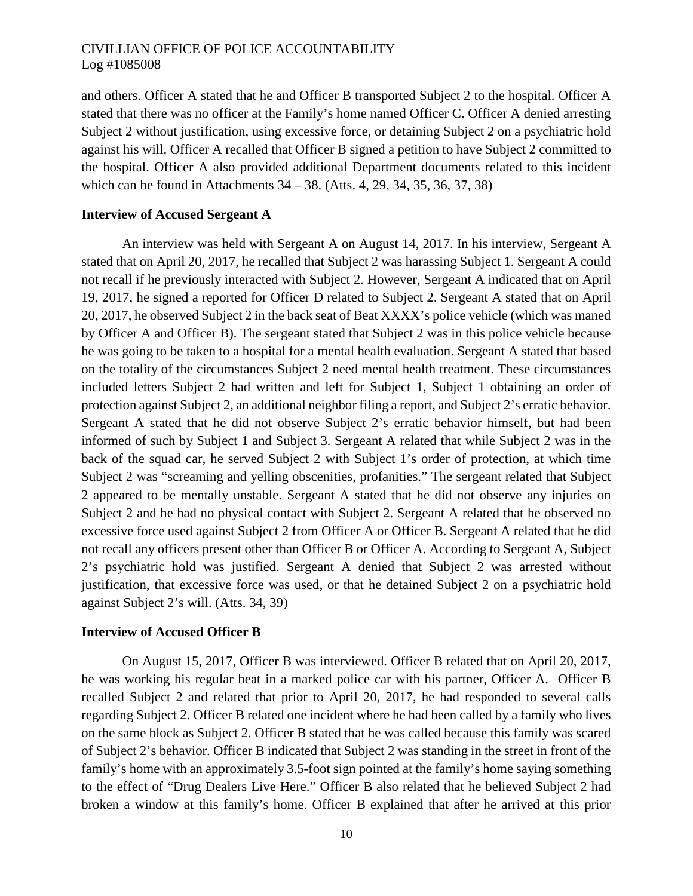and others. Officer A stated that he and Officer B transported Subject 2 to the hospital. Officer A stated that there was no officer at the Family's home named Officer C. Officer A denied arresting Subject 2 without justification, using excessive force, or detaining Subject 2 on a psychiatric hold against his will. Officer A recalled that Officer B signed a petition to have Subject 2 committed to the hospital. Officer A also provided additional Department documents related to this incident which can be found in Attachments 34 – 38. (Atts. 4, 29, 34, 35, 36, 37, 38)

**Interview of Accused Sergeant A**

An interview was held with Sergeant A on August 14, 2017. In his interview, Sergeant A stated that on April 20, 2017, he recalled that Subject 2 was harassing Subject 1. Sergeant A could not recall if he previously interacted with Subject 2. However, Sergeant A indicated that on April 19, 2017, he signed a reported for Officer D related to Subject 2. Sergeant A stated that on April 20, 2017, he observed Subject 2 in the back seat of Beat XXXX's police vehicle (which was maned by Officer A and Officer B). The sergeant stated that Subject 2 was in this police vehicle because he was going to be taken to a hospital for a mental health evaluation. Sergeant A stated that based on the totality of the circumstances Subject 2 need mental health treatment. These circumstances included letters Subject 2 had written and left for Subject 1, Subject 1 obtaining an order of protection against Subject 2, an additional neighbor filing a report, and Subject 2's erratic behavior. Sergeant A stated that he did not observe Subject 2's erratic behavior himself, but had been informed of such by Subject 1 and Subject 3. Sergeant A related that while Subject 2 was in the back of the squad car, he served Subject 2 with Subject 1's order of protection, at which time Subject 2 was "screaming and yelling obscenities, profanities." The sergeant related that Subject 2 appeared to be mentally unstable. Sergeant A stated that he did not observe any injuries on Subject 2 and he had no physical contact with Subject 2. Sergeant A related that he observed no excessive force used against Subject 2 from Officer A or Officer B. Sergeant A related that he did not recall any officers present other than Officer B or Officer A. According to Sergeant A, Subject 2's psychiatric hold was justified. Sergeant A denied that Subject 2 was arrested without justification, that excessive force was used, or that he detained Subject 2 on a psychiatric hold against Subject 2's will. (Atts. 34, 39)

**Interview of Accused Officer B**

On August 15, 2017, Officer B was interviewed. Officer B related that on April 20, 2017, he was working his regular beat in a marked police car with his partner, Officer A. Officer B recalled Subject 2 and related that prior to April 20, 2017, he had responded to several calls regarding Subject 2. Officer B related one incident where he had been called by a family who lives on the same block as Subject 2. Officer B stated that he was called because this family was scared of Subject 2's behavior. Officer B indicated that Subject 2 was standing in the street in front of the family's home with an approximately 3.5-foot sign pointed at the family's home saying something to the effect of "Drug Dealers Live Here." Officer B also related that he believed Subject 2 had broken a window at this family's home. Officer B explained that after he arrived at this prior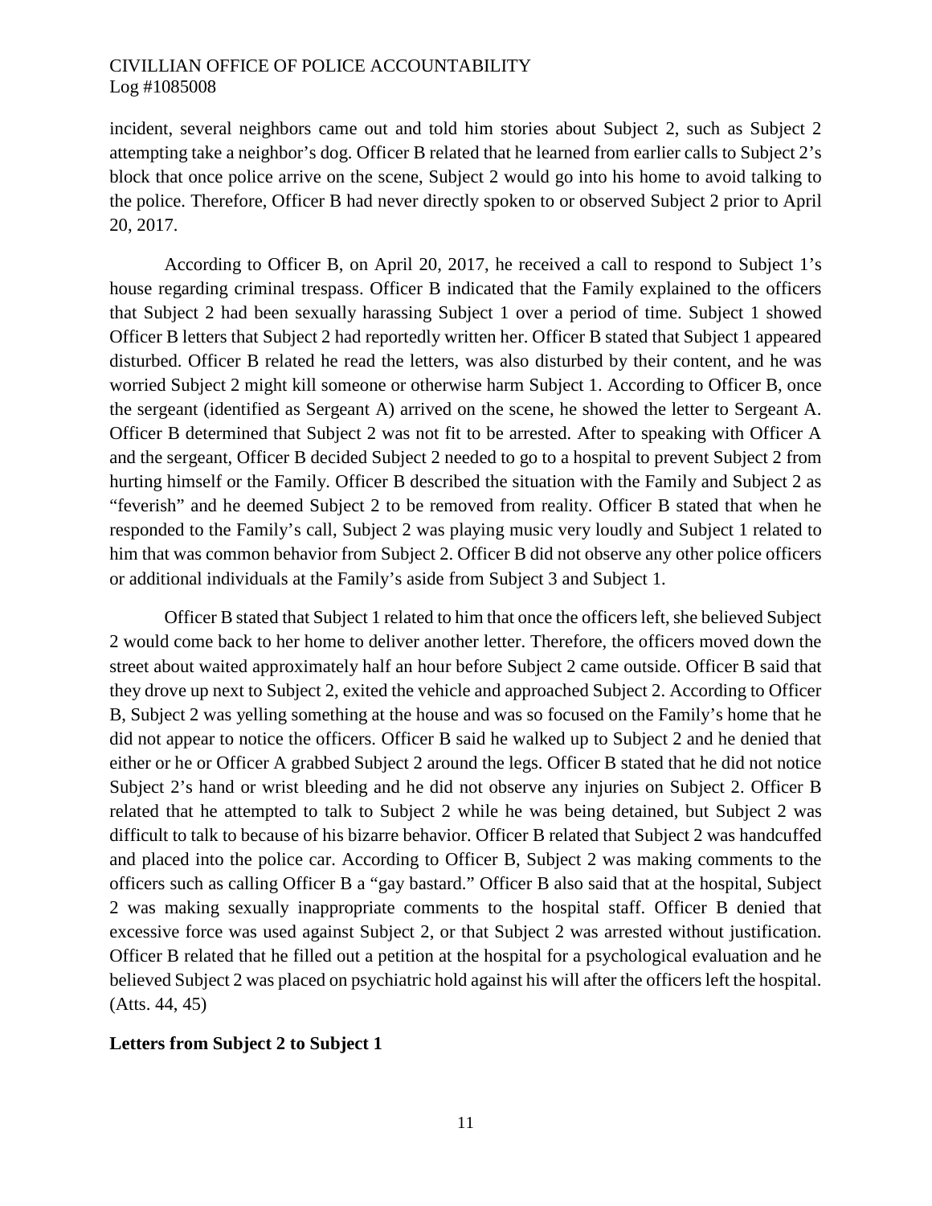incident, several neighbors came out and told him stories about Subject 2, such as Subject 2 attempting take a neighbor's dog. Officer B related that he learned from earlier calls to Subject 2's block that once police arrive on the scene, Subject 2 would go into his home to avoid talking to the police. Therefore, Officer B had never directly spoken to or observed Subject 2 prior to April 20, 2017.

According to Officer B, on April 20, 2017, he received a call to respond to Subject 1's house regarding criminal trespass. Officer B indicated that the Family explained to the officers that Subject 2 had been sexually harassing Subject 1 over a period of time. Subject 1 showed Officer B letters that Subject 2 had reportedly written her. Officer B stated that Subject 1 appeared disturbed. Officer B related he read the letters, was also disturbed by their content, and he was worried Subject 2 might kill someone or otherwise harm Subject 1. According to Officer B, once the sergeant (identified as Sergeant A) arrived on the scene, he showed the letter to Sergeant A. Officer B determined that Subject 2 was not fit to be arrested. After to speaking with Officer A and the sergeant, Officer B decided Subject 2 needed to go to a hospital to prevent Subject 2 from hurting himself or the Family. Officer B described the situation with the Family and Subject 2 as "feverish" and he deemed Subject 2 to be removed from reality. Officer B stated that when he responded to the Family's call, Subject 2 was playing music very loudly and Subject 1 related to him that was common behavior from Subject 2. Officer B did not observe any other police officers or additional individuals at the Family's aside from Subject 3 and Subject 1.

Officer B stated that Subject 1 related to him that once the officers left, she believed Subject 2 would come back to her home to deliver another letter. Therefore, the officers moved down the street about waited approximately half an hour before Subject 2 came outside. Officer B said that they drove up next to Subject 2, exited the vehicle and approached Subject 2. According to Officer B, Subject 2 was yelling something at the house and was so focused on the Family's home that he did not appear to notice the officers. Officer B said he walked up to Subject 2 and he denied that either or he or Officer A grabbed Subject 2 around the legs. Officer B stated that he did not notice Subject 2's hand or wrist bleeding and he did not observe any injuries on Subject 2. Officer B related that he attempted to talk to Subject 2 while he was being detained, but Subject 2 was difficult to talk to because of his bizarre behavior. Officer B related that Subject 2 was handcuffed and placed into the police car. According to Officer B, Subject 2 was making comments to the officers such as calling Officer B a "gay bastard." Officer B also said that at the hospital, Subject 2 was making sexually inappropriate comments to the hospital staff. Officer B denied that excessive force was used against Subject 2, or that Subject 2 was arrested without justification. Officer B related that he filled out a petition at the hospital for a psychological evaluation and he believed Subject 2 was placed on psychiatric hold against his will after the officers left the hospital. (Atts. 44, 45)

**Letters from Subject 2 to Subject 1**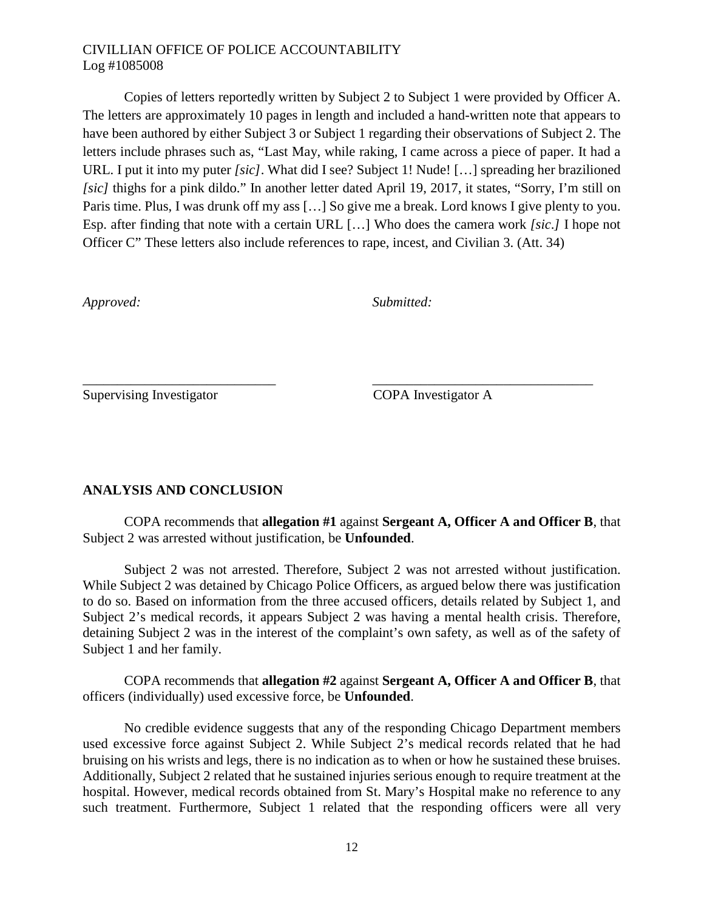Copies of letters reportedly written by Subject 2 to Subject 1 were provided by Officer A. The letters are approximately 10 pages in length and included a hand-written note that appears to have been authored by either Subject 3 or Subject 1 regarding their observations of Subject 2. The letters include phrases such as, "Last May, while raking, I came across a piece of paper. It had a URL. I put it into my puter *[sic]*. What did I see? Subject 1! Nude! […] spreading her brazilioned *[sic]* thighs for a pink dildo." In another letter dated April 19, 2017, it states, "Sorry, I'm still on Paris time. Plus, I was drunk off my ass […] So give me a break. Lord knows I give plenty to you. Esp. after finding that note with a certain URL […] Who does the camera work *[sic.]* I hope not Officer C" These letters also include references to rape, incest, and Civilian 3. (Att. 34)

*Approved:* *Submitted:*

______________________________ ______________________________

Supervising Investigator COPA Investigator A

## ANALYSIS AND CONCLUSION

COPA recommends that **allegation #1** against **Sergeant A, Officer A and Officer B**, that Subject 2 was arrested without justification, be **Unfounded**.

Subject 2 was not arrested. Therefore, Subject 2 was not arrested without justification. While Subject 2 was detained by Chicago Police Officers, as argued below there was justification to do so. Based on information from the three accused officers, details related by Subject 1, and Subject 2's medical records, it appears Subject 2 was having a mental health crisis. Therefore, detaining Subject 2 was in the interest of the complaint's own safety, as well as of the safety of Subject 1 and her family.

COPA recommends that **allegation #2** against **Sergeant A, Officer A and Officer B**, that officers (individually) used excessive force, be **Unfounded**.

No credible evidence suggests that any of the responding Chicago Department members used excessive force against Subject 2. While Subject 2's medical records related that he had bruising on his wrists and legs, there is no indication as to when or how he sustained these bruises. Additionally, Subject 2 related that he sustained injuries serious enough to require treatment at the hospital. However, medical records obtained from St. Mary's Hospital make no reference to any such treatment. Furthermore, Subject 1 related that the responding officers were all very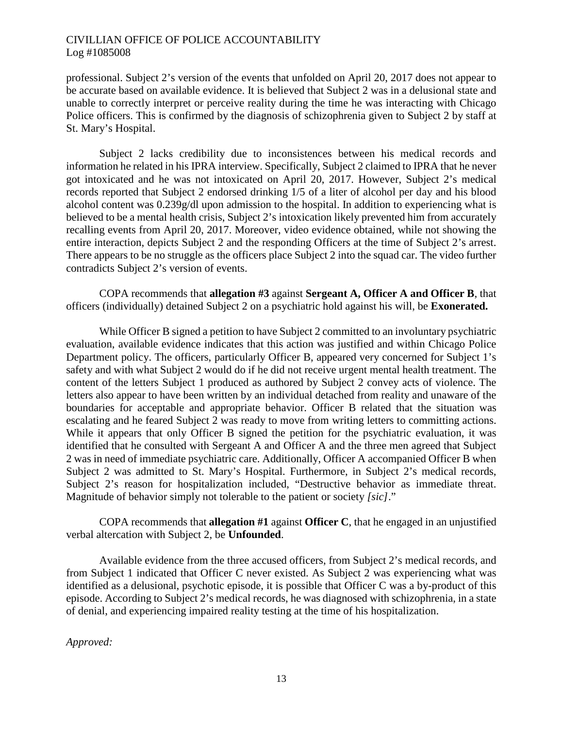professional. Subject 2's version of the events that unfolded on April 20, 2017 does not appear to be accurate based on available evidence. It is believed that Subject 2 was in a delusional state and unable to correctly interpret or perceive reality during the time he was interacting with Chicago Police officers. This is confirmed by the diagnosis of schizophrenia given to Subject 2 by staff at St. Mary's Hospital.

Subject 2 lacks credibility due to inconsistences between his medical records and information he related in his IPRA interview. Specifically, Subject 2 claimed to IPRA that he never got intoxicated and he was not intoxicated on April 20, 2017. However, Subject 2's medical records reported that Subject 2 endorsed drinking 1/5 of a liter of alcohol per day and his blood alcohol content was 0.239g/dl upon admission to the hospital. In addition to experiencing what is believed to be a mental health crisis, Subject 2's intoxication likely prevented him from accurately recalling events from April 20, 2017. Moreover, video evidence obtained, while not showing the entire interaction, depicts Subject 2 and the responding Officers at the time of Subject 2's arrest. There appears to be no struggle as the officers place Subject 2 into the squad car. The video further contradicts Subject 2's version of events.

COPA recommends that **allegation #3** against **Sergeant A, Officer A and Officer B**, that officers (individually) detained Subject 2 on a psychiatric hold against his will, be **Exonerated.**

While Officer B signed a petition to have Subject 2 committed to an involuntary psychiatric evaluation, available evidence indicates that this action was justified and within Chicago Police Department policy. The officers, particularly Officer B, appeared very concerned for Subject 1's safety and with what Subject 2 would do if he did not receive urgent mental health treatment. The content of the letters Subject 1 produced as authored by Subject 2 convey acts of violence. The letters also appear to have been written by an individual detached from reality and unaware of the boundaries for acceptable and appropriate behavior. Officer B related that the situation was escalating and he feared Subject 2 was ready to move from writing letters to committing actions. While it appears that only Officer B signed the petition for the psychiatric evaluation, it was identified that he consulted with Sergeant A and Officer A and the three men agreed that Subject 2 was in need of immediate psychiatric care. Additionally, Officer A accompanied Officer B when Subject 2 was admitted to St. Mary's Hospital. Furthermore, in Subject 2's medical records, Subject 2's reason for hospitalization included, "Destructive behavior as immediate threat. Magnitude of behavior simply not tolerable to the patient or society *[sic]*."

COPA recommends that **allegation #1** against **Officer C**, that he engaged in an unjustified verbal altercation with Subject 2, be **Unfounded**.

Available evidence from the three accused officers, from Subject 2's medical records, and from Subject 1 indicated that Officer C never existed. As Subject 2 was experiencing what was identified as a delusional, psychotic episode, it is possible that Officer C was a by-product of this episode. According to Subject 2's medical records, he was diagnosed with schizophrenia, in a state of denial, and experiencing impaired reality testing at the time of his hospitalization.

*Approved:*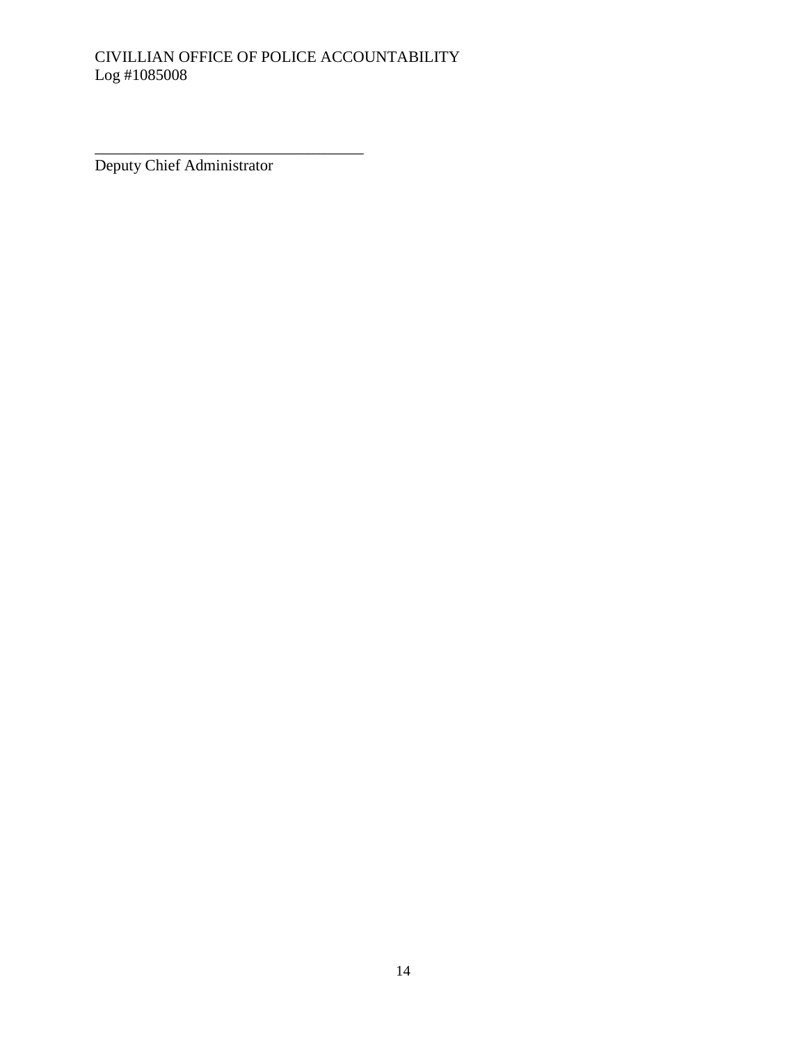\_\_\_\_\_\_\_\_\_\_\_\_\_\_\_\_\_\_\_\_\_\_\_\_\_\_\_\_\_\_\_\_\_\_\_

Deputy Chief Administrator

___________________________________

Deputy Chief Administrator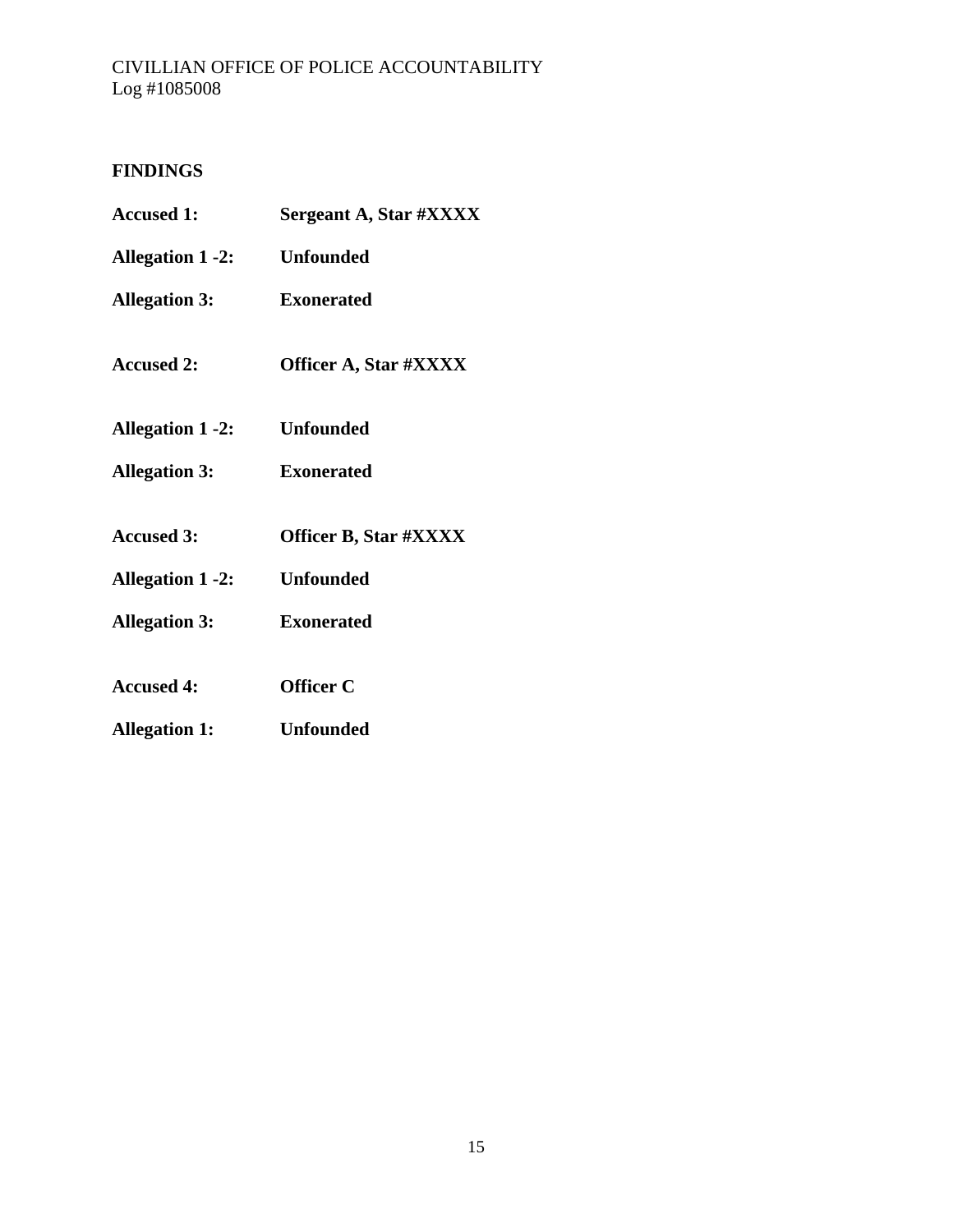## FINDINGS

**Accused 1:** **Sergeant A, Star #XXXX**

**Allegation 1 -2:** **Unfounded**

**Allegation 3:** **Exonerated**

**Accused 2:** **Officer A, Star #XXXX**

**Allegation 1 -2:** **Unfounded**

**Allegation 3:** **Exonerated**

**Accused 3:** **Officer B, Star #XXXX**

**Allegation 1 -2:** **Unfounded**

**Allegation 3:** **Exonerated**

**Accused 4:** **Officer C**

**Allegation 1:** **Unfounded**